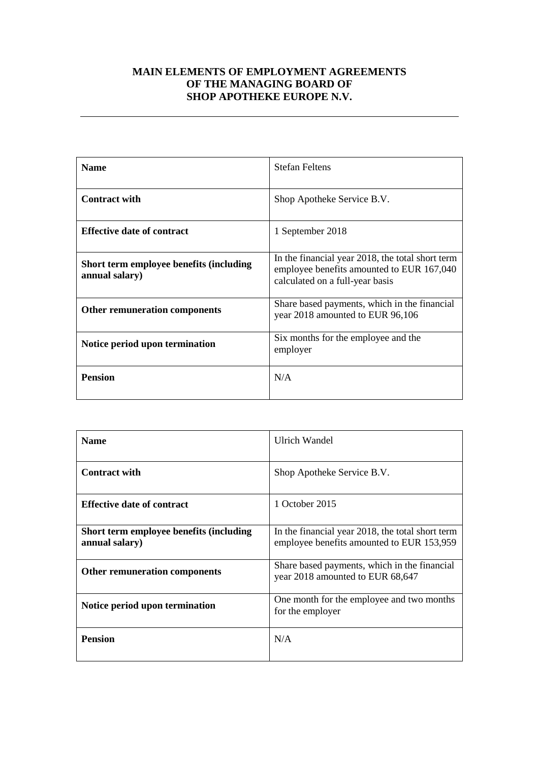# MAIN ELEMENTS OF EMPLOYMENT AGREEMENTS OF THE MANAGING BOARD OF SHOP APOTHEKE EUROPE N.V.

| **Name** | Stefan Feltens |
|---|---|
| **Contract with** | Shop Apotheke Service B.V. |
| **Effective date of contract** | 1 September 2018 |
| **Short term employee benefits (including annual salary)** | In the financial year 2018, the total short term employee benefits amounted to EUR 167,040 calculated on a full-year basis |
| **Other remuneration components** | Share based payments, which in the financial year 2018 amounted to EUR 96,106 |
| **Notice period upon termination** | Six months for the employee and the employer |
| **Pension** | N/A |

| **Name** | Ulrich Wandel |
|---|---|
| **Contract with** | Shop Apotheke Service B.V. |
| **Effective date of contract** | 1 October 2015 |
| **Short term employee benefits (including annual salary)** | In the financial year 2018, the total short term employee benefits amounted to EUR 153,959 |
| **Other remuneration components** | Share based payments, which in the financial year 2018 amounted to EUR 68,647 |
| **Notice period upon termination** | One month for the employee and two months for the employer |
| **Pension** | N/A |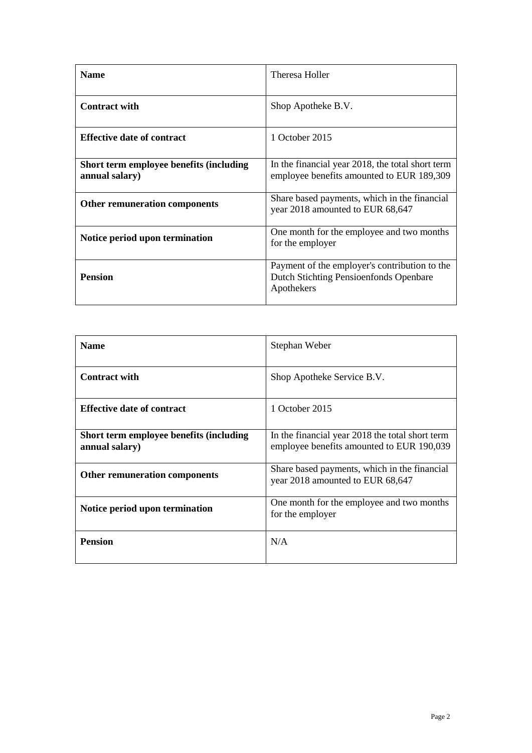| **Name** | Theresa Holler |
|---|---|
| **Contract with** | Shop Apotheke B.V. |
| **Effective date of contract** | 1 October 2015 |
| **Short term employee benefits (including annual salary)** | In the financial year 2018, the total short term employee benefits amounted to EUR 189,309 |
| **Other remuneration components** | Share based payments, which in the financial year 2018 amounted to EUR 68,647 |
| **Notice period upon termination** | One month for the employee and two months for the employer |
| **Pension** | Payment of the employer's contribution to the Dutch Stichting Pensioenfonds Openbare Apothekers |

| **Name** | Stephan Weber |
|---|---|
| **Contract with** | Shop Apotheke Service B.V. |
| **Effective date of contract** | 1 October 2015 |
| **Short term employee benefits (including annual salary)** | In the financial year 2018 the total short term employee benefits amounted to EUR 190,039 |
| **Other remuneration components** | Share based payments, which in the financial year 2018 amounted to EUR 68,647 |
| **Notice period upon termination** | One month for the employee and two months for the employer |
| **Pension** | N/A |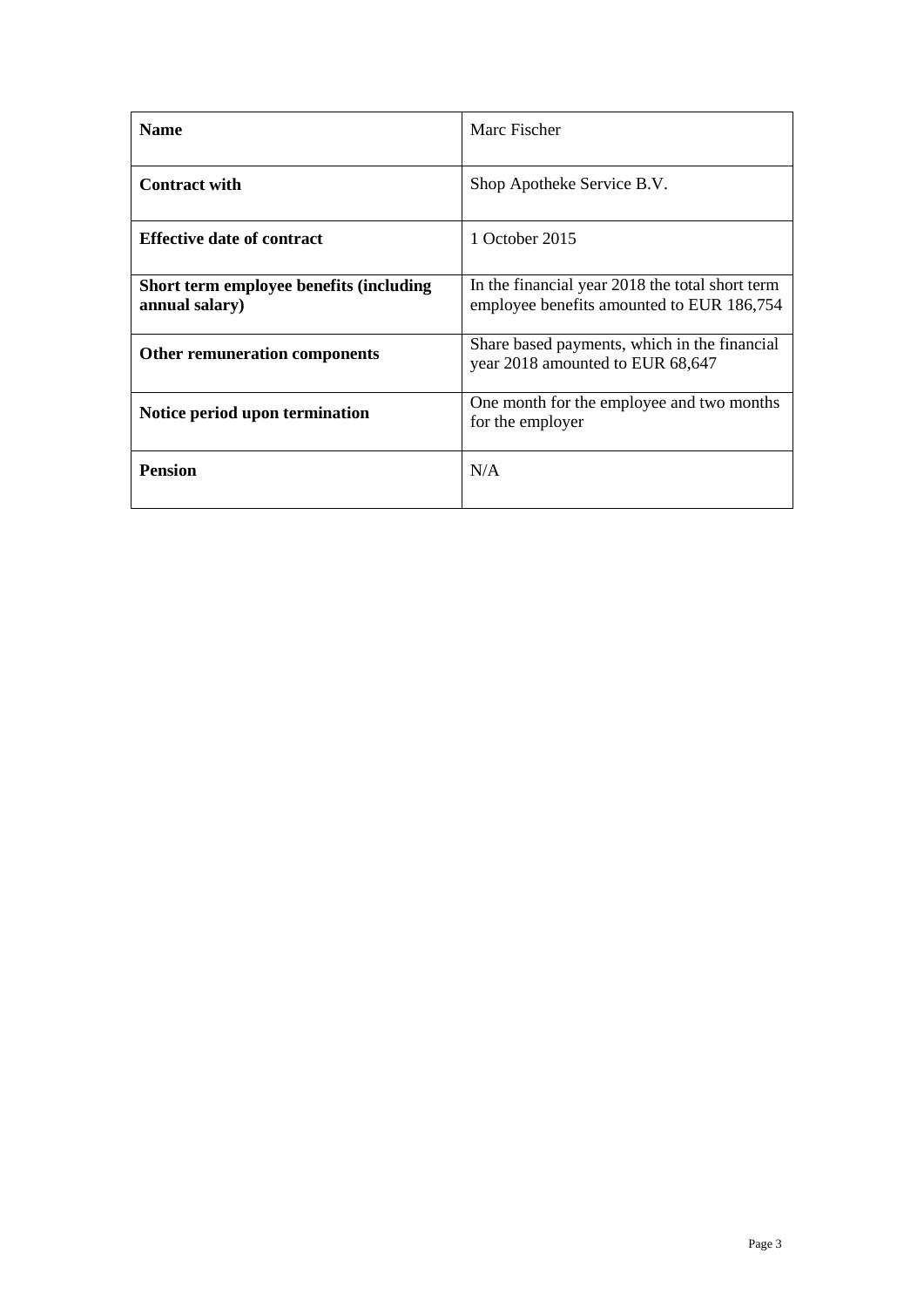| | |
|---|---|
| **Name** | Marc Fischer |
| **Contract with** | Shop Apotheke Service B.V. |
| **Effective date of contract** | 1 October 2015 |
| **Short term employee benefits (including annual salary)** | In the financial year 2018 the total short term employee benefits amounted to EUR 186,754 |
| **Other remuneration components** | Share based payments, which in the financial year 2018 amounted to EUR 68,647 |
| **Notice period upon termination** | One month for the employee and two months for the employer |
| **Pension** | N/A |